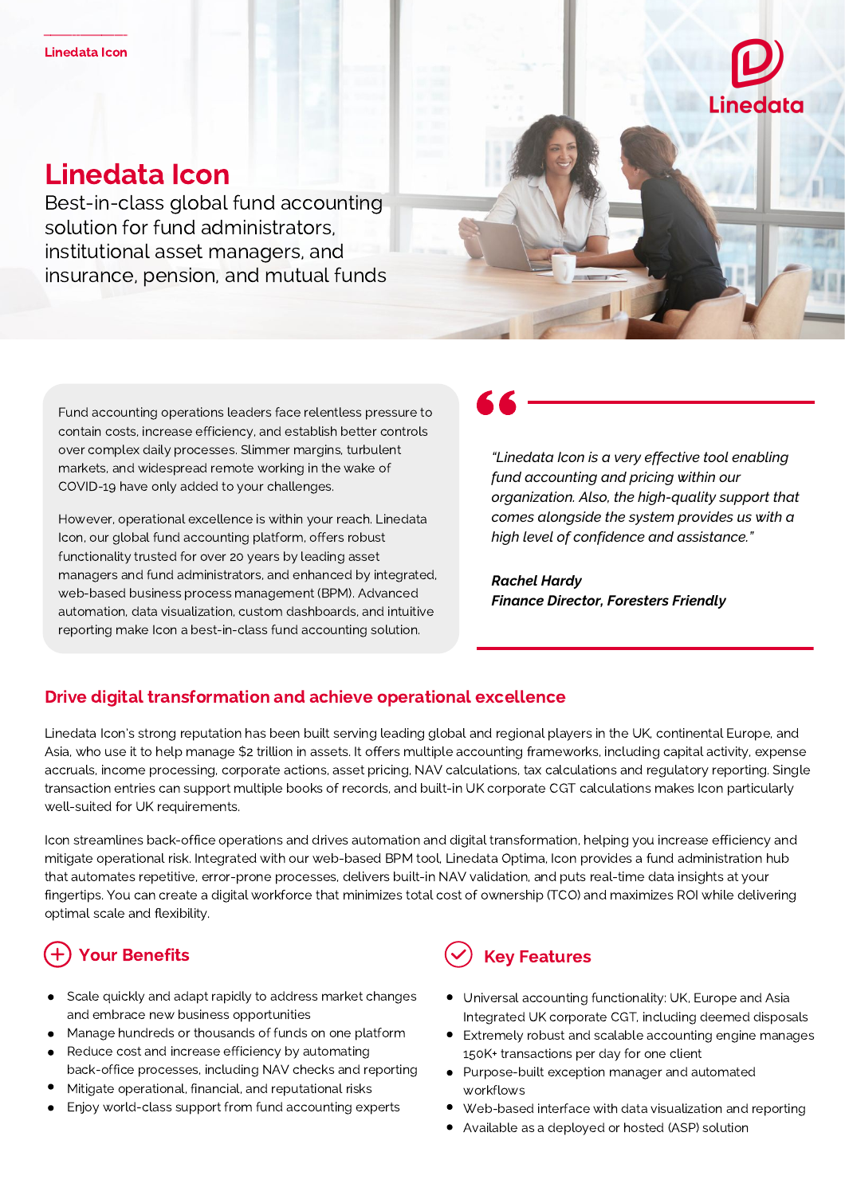Linedata Icon

# Linedata Icon

Best-in-class global fund accounting solution for fund administrators, institutional asset managers, and insurance, pension, and mutual funds

Fund accounting operations leaders face relentless pressure to contain costs, increase efficiency, and establish better controls over complex daily processes. Slimmer margins, turbulent markets, and widespread remote working in the wake of COVID-19 have only added to your challenges.

However, operational excellence is within your reach. Linedata Icon, our global fund accounting platform, offers robust functionality trusted for over 20 years by leading asset managers and fund administrators, and enhanced by integrated, web-based business process management (BPM). Advanced automation, data visualization, custom dashboards, and intuitive reporting make Icon a best-in-class fund accounting solution.

> *"Linedata Icon is a very effective tool enabling fund accounting and pricing within our organization. Also, the high-quality support that comes alongside the system provides us with a high level of confidence and assistance."*
>
> ***Rachel Hardy***
> ***Finance Director, Foresters Friendly***

## Drive digital transformation and achieve operational excellence

Linedata Icon's strong reputation has been built serving leading global and regional players in the UK, continental Europe, and Asia, who use it to help manage $2 trillion in assets. It offers multiple accounting frameworks, including capital activity, expense accruals, income processing, corporate actions, asset pricing, NAV calculations, tax calculations and regulatory reporting. Single transaction entries can support multiple books of records, and built-in UK corporate CGT calculations makes Icon particularly well-suited for UK requirements.

Icon streamlines back-office operations and drives automation and digital transformation, helping you increase efficiency and mitigate operational risk. Integrated with our web-based BPM tool, Linedata Optima, Icon provides a fund administration hub that automates repetitive, error-prone processes, delivers built-in NAV validation, and puts real-time data insights at your fingertips. You can create a digital workforce that minimizes total cost of ownership (TCO) and maximizes ROI while delivering optimal scale and flexibility.

### Your Benefits

- Scale quickly and adapt rapidly to address market changes and embrace new business opportunities
- Manage hundreds or thousands of funds on one platform
- Reduce cost and increase efficiency by automating back-office processes, including NAV checks and reporting
- Mitigate operational, financial, and reputational risks
- Enjoy world-class support from fund accounting experts

### Key Features

- Universal accounting functionality: UK, Europe and Asia Integrated UK corporate CGT, including deemed disposals
- Extremely robust and scalable accounting engine manages 150K+ transactions per day for one client
- Purpose-built exception manager and automated workflows
- Web-based interface with data visualization and reporting
- Available as a deployed or hosted (ASP) solution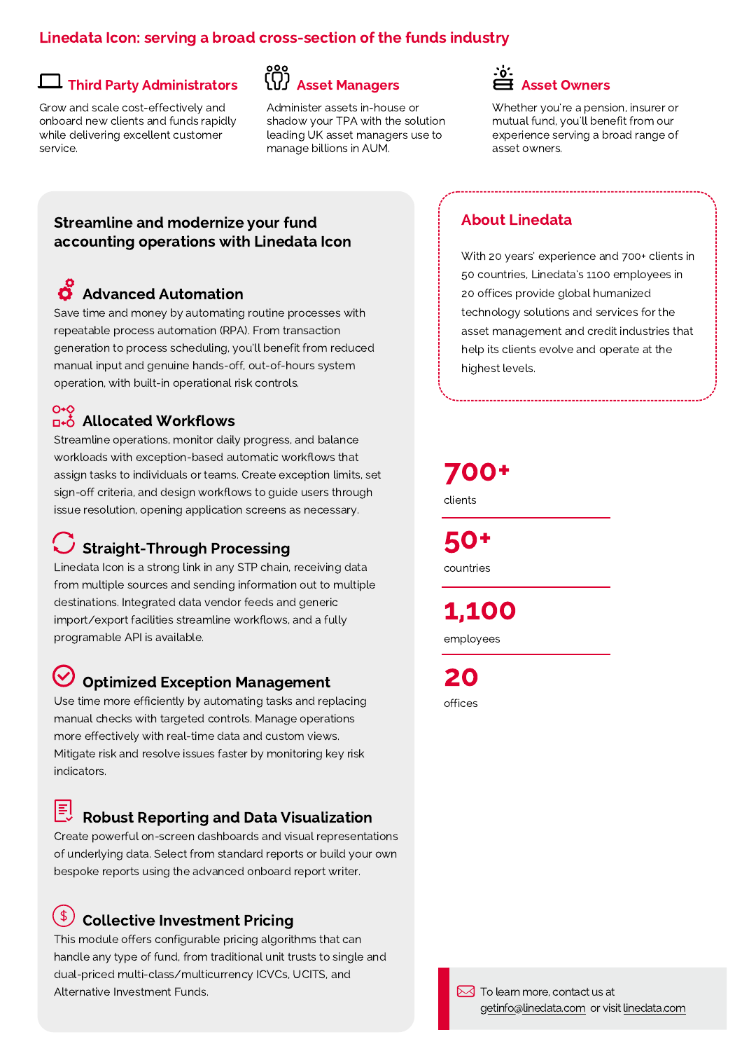## Linedata Icon: serving a broad cross-section of the funds industry

### Third Party Administrators

Grow and scale cost-effectively and onboard new clients and funds rapidly while delivering excellent customer service.

### Asset Managers

Administer assets in-house or shadow your TPA with the solution leading UK asset managers use to manage billions in AUM.

### Asset Owners

Whether you're a pension, insurer or mutual fund, you'll benefit from our experience serving a broad range of asset owners.

## Streamline and modernize your fund accounting operations with Linedata Icon

### Advanced Automation

Save time and money by automating routine processes with repeatable process automation (RPA). From transaction generation to process scheduling, you'll benefit from reduced manual input and genuine hands-off, out-of-hours system operation, with built-in operational risk controls.

### Allocated Workflows

Streamline operations, monitor daily progress, and balance workloads with exception-based automatic workflows that assign tasks to individuals or teams. Create exception limits, set sign-off criteria, and design workflows to guide users through issue resolution, opening application screens as necessary.

### Straight-Through Processing

Linedata Icon is a strong link in any STP chain, receiving data from multiple sources and sending information out to multiple destinations. Integrated data vendor feeds and generic import/export facilities streamline workflows, and a fully programable API is available.

### Optimized Exception Management

Use time more efficiently by automating tasks and replacing manual checks with targeted controls. Manage operations more effectively with real-time data and custom views. Mitigate risk and resolve issues faster by monitoring key risk indicators.

### Robust Reporting and Data Visualization

Create powerful on-screen dashboards and visual representations of underlying data. Select from standard reports or build your own bespoke reports using the advanced onboard report writer.

### Collective Investment Pricing

This module offers configurable pricing algorithms that can handle any type of fund, from traditional unit trusts to single and dual-priced multi-class/multicurrency ICVCs, UCITS, and Alternative Investment Funds.

## About Linedata

With 20 years' experience and 700+ clients in 50 countries, Linedata's 1100 employees in 20 offices provide global humanized technology solutions and services for the asset management and credit industries that help its clients evolve and operate at the highest levels.

**700+**
clients

**50+**
countries

**1,100**
employees

**20**
offices

To learn more, contact us at getinfo@linedata.com or visit linedata.com